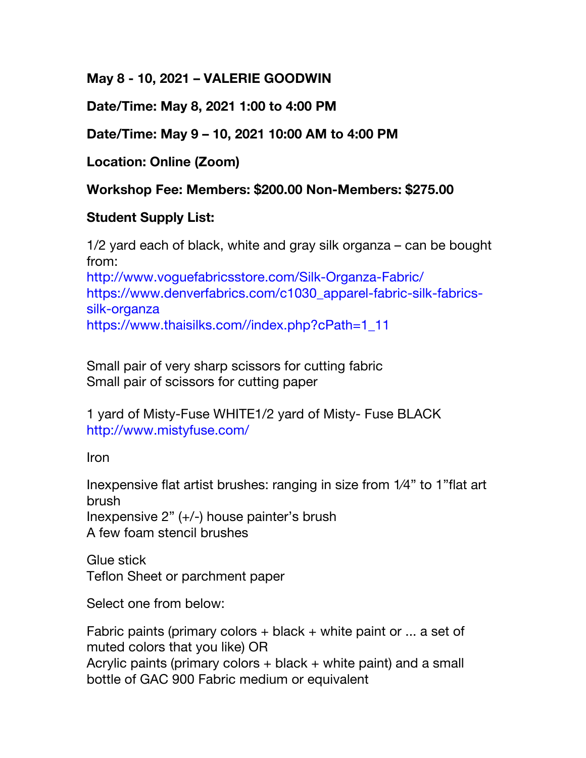**May 8 - 10, 2021 – VALERIE GOODWIN**

**Date/Time: May 8, 2021 1:00 to 4:00 PM**

**Date/Time: May 9 – 10, 2021 10:00 AM to 4:00 PM**

**Location: Online (Zoom)**

**Workshop Fee: Members: $200.00 Non-Members: $275.00**

**Student Supply List:**

1/2 yard each of black, white and gray silk organza – can be bought from:
http://www.voguefabricsstore.com/Silk-Organza-Fabric/
https://www.denverfabrics.com/c1030_apparel-fabric-silk-fabrics-silk-organza
https://www.thaisilks.com//index.php?cPath=1_11

Small pair of very sharp scissors for cutting fabric
Small pair of scissors for cutting paper

1 yard of Misty-Fuse WHITE1/2 yard of Misty- Fuse BLACK
http://www.mistyfuse.com/

Iron

Inexpensive flat artist brushes: ranging in size from 1⁄4" to 1"flat art brush
Inexpensive 2" (+/-) house painter's brush
A few foam stencil brushes

Glue stick
Teflon Sheet or parchment paper

Select one from below:

Fabric paints (primary colors + black + white paint or ... a set of muted colors that you like) OR
Acrylic paints (primary colors + black + white paint) and a small bottle of GAC 900 Fabric medium or equivalent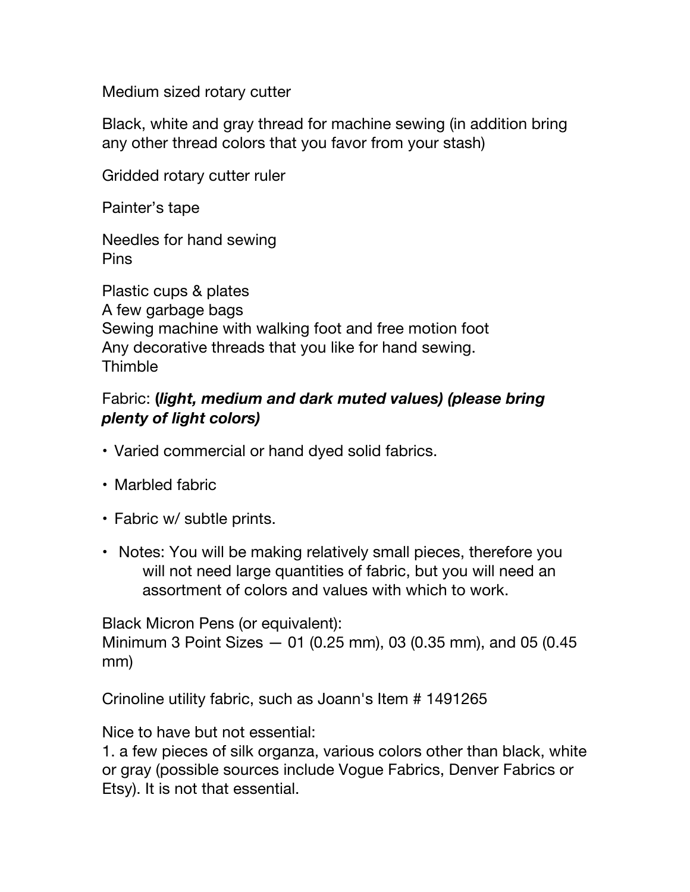Medium sized rotary cutter

Black, white and gray thread for machine sewing (in addition bring any other thread colors that you favor from your stash)

Gridded rotary cutter ruler

Painter's tape

Needles for hand sewing
Pins

Plastic cups & plates
A few garbage bags
Sewing machine with walking foot and free motion foot
Any decorative threads that you like for hand sewing.
Thimble

Fabric: **(*light, medium and dark muted values) (please bring plenty of light colors)***

- Varied commercial or hand dyed solid fabrics.
- Marbled fabric
- Fabric w/ subtle prints.
- Notes: You will be making relatively small pieces, therefore you will not need large quantities of fabric, but you will need an assortment of colors and values with which to work.

Black Micron Pens (or equivalent):
Minimum 3 Point Sizes — 01 (0.25 mm), 03 (0.35 mm), and 05 (0.45 mm)

Crinoline utility fabric, such as Joann's Item # 1491265

Nice to have but not essential:
1. a few pieces of silk organza, various colors other than black, white or gray (possible sources include Vogue Fabrics, Denver Fabrics or Etsy). It is not that essential.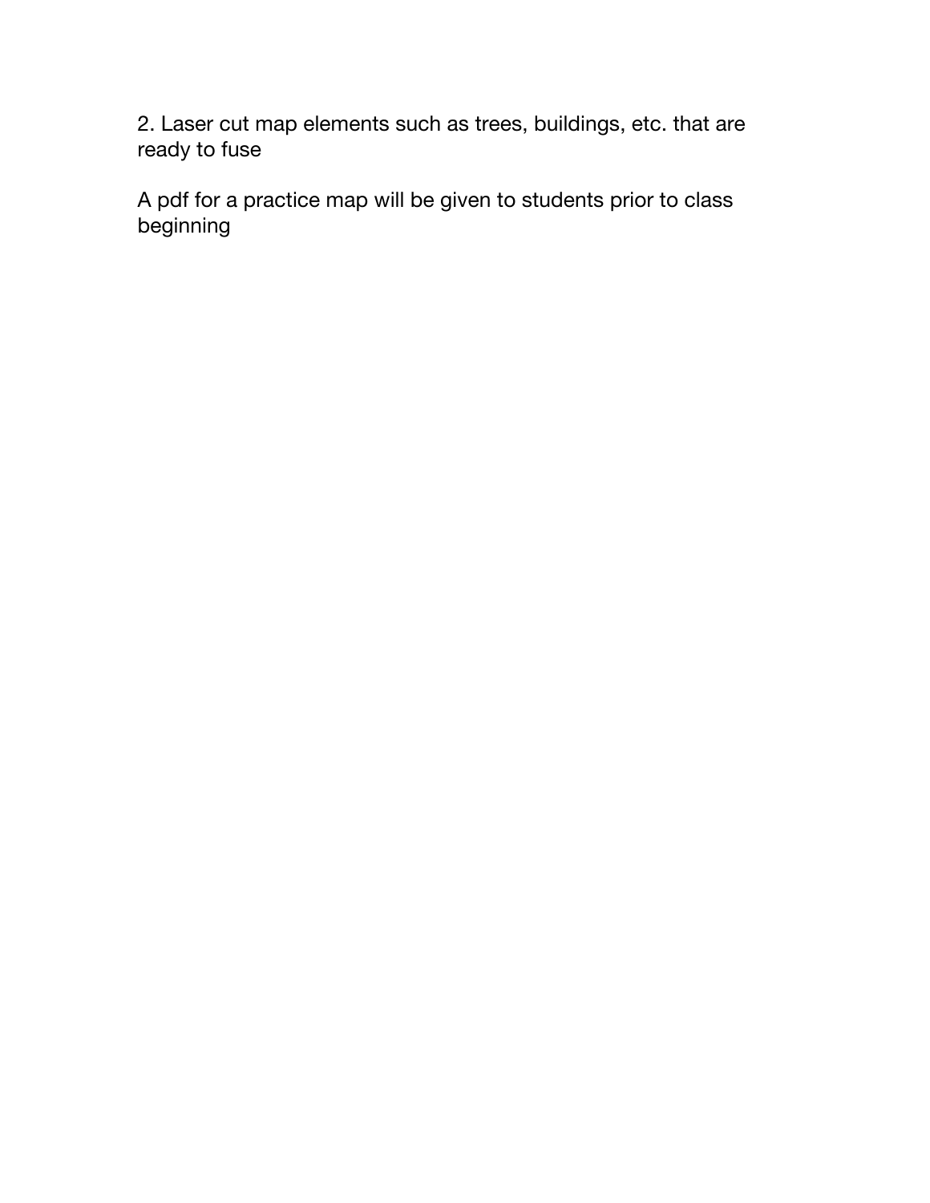2. Laser cut map elements such as trees, buildings, etc. that are ready to fuse

A pdf for a practice map will be given to students prior to class beginning